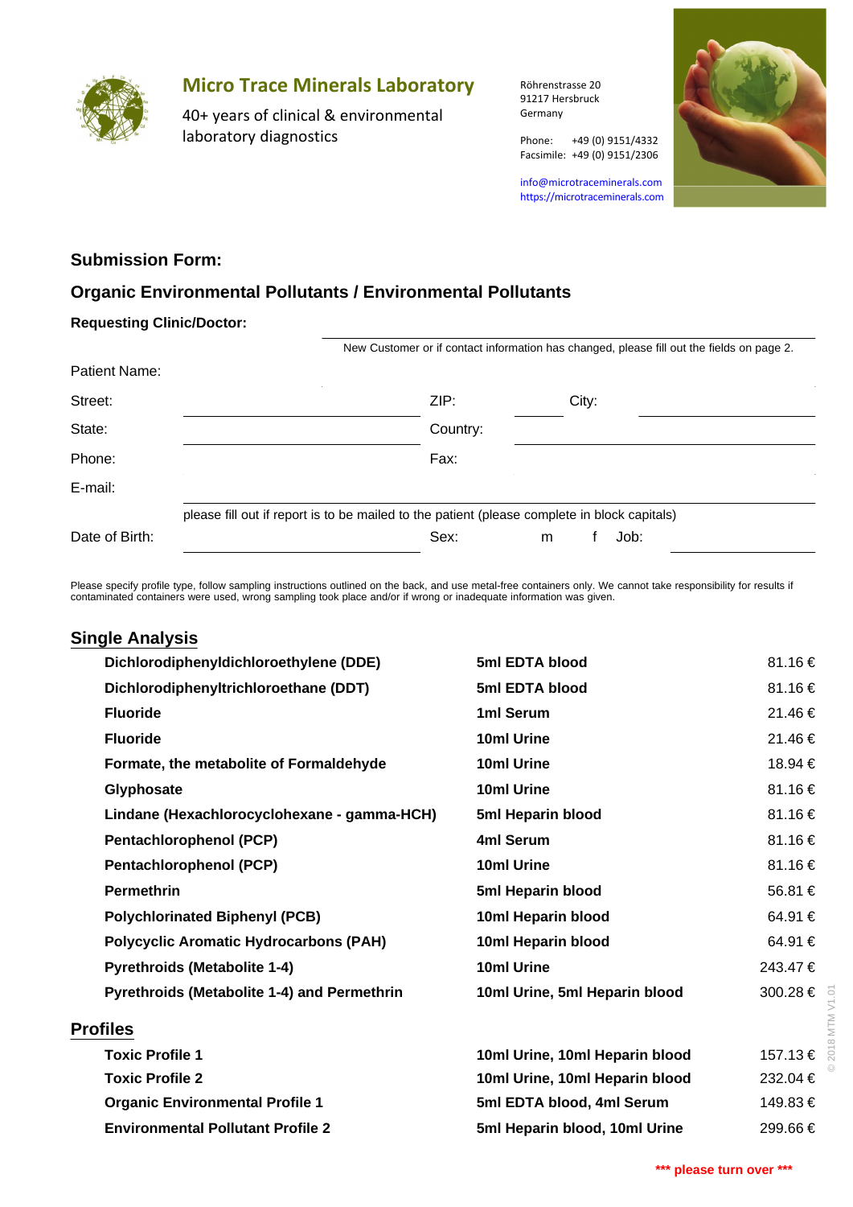# Micro Trace Minerals Laboratory

40+ years of clinical & environmental laboratory diagnostics

Röhrenstrasse 20
91217 Hersbruck
Germany

Phone: +49 (0) 9151/4332
Facsimile: +49 (0) 9151/2306

info@microtraceminerals.com
https://microtraceminerals.com

## Submission Form:

## Organic Environmental Pollutants / Environmental Pollutants

**Requesting Clinic/Doctor:**

New Customer or if contact information has changed, please fill out the fields on page 2.

Patient Name:

Street: ZIP: City:

State: Country:

Phone: Fax:

E-mail:

please fill out if report is to be mailed to the patient (please complete in block capitals)

Date of Birth: Sex: m f Job:

Please specify profile type, follow sampling instructions outlined on the back, and use metal-free containers only. We cannot take responsibility for results if contaminated containers were used, wrong sampling took place and/or if wrong or inadequate information was given.

## Single Analysis

| Analysis | Sample | Price |
|---|---|---|
| **Dichlorodiphenyldichloroethylene (DDE)** | **5ml EDTA blood** | 81.16 € |
| **Dichlorodiphenyltrichloroethane (DDT)** | **5ml EDTA blood** | 81.16 € |
| **Fluoride** | **1ml Serum** | 21.46 € |
| **Fluoride** | **10ml Urine** | 21.46 € |
| **Formate, the metabolite of Formaldehyde** | **10ml Urine** | 18.94 € |
| **Glyphosate** | **10ml Urine** | 81.16 € |
| **Lindane (Hexachlorocyclohexane - gamma-HCH)** | **5ml Heparin blood** | 81.16 € |
| **Pentachlorophenol (PCP)** | **4ml Serum** | 81.16 € |
| **Pentachlorophenol (PCP)** | **10ml Urine** | 81.16 € |
| **Permethrin** | **5ml Heparin blood** | 56.81 € |
| **Polychlorinated Biphenyl (PCB)** | **10ml Heparin blood** | 64.91 € |
| **Polycyclic Aromatic Hydrocarbons (PAH)** | **10ml Heparin blood** | 64.91 € |
| **Pyrethroids (Metabolite 1-4)** | **10ml Urine** | 243.47 € |
| **Pyrethroids (Metabolite 1-4) and Permethrin** | **10ml Urine, 5ml Heparin blood** | 300.28 € |

## Profiles

| Profile | Sample | Price |
|---|---|---|
| **Toxic Profile 1** | **10ml Urine, 10ml Heparin blood** | 157.13 € |
| **Toxic Profile 2** | **10ml Urine, 10ml Heparin blood** | 232.04 € |
| **Organic Environmental Profile 1** | **5ml EDTA blood, 4ml Serum** | 149.83 € |
| **Environmental Pollutant Profile 2** | **5ml Heparin blood, 10ml Urine** | 299.66 € |

**\*\*\* please turn over \*\*\***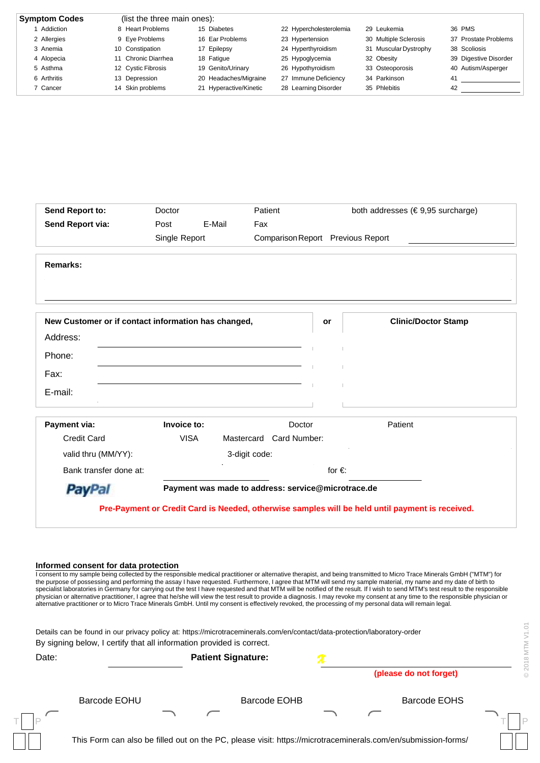**Symptom Codes** (list the three main ones):

| | | | | | |
|---|---|---|---|---|---|
| 1 Addiction | 8 Heart Problems | 15 Diabetes | 22 Hypercholesterolemia | 29 Leukemia | 36 PMS |
| 2 Allergies | 9 Eye Problems | 16 Ear Problems | 23 Hypertension | 30 Multiple Sclerosis | 37 Prostate Problems |
| 3 Anemia | 10 Constipation | 17 Epilepsy | 24 Hyperthyroidism | 31 Muscular Dystrophy | 38 Scoliosis |
| 4 Alopecia | 11 Chronic Diarrhea | 18 Fatigue | 25 Hypoglycemia | 32 Obesity | 39 Digestive Disorder |
| 5 Asthma | 12 Cystic Fibrosis | 19 Genito/Urinary | 26 Hypothyroidism | 33 Osteoporosis | 40 Autism/Asperger |
| 6 Arthritis | 13 Depression | 20 Headaches/Migraine | 27 Immune Deficiency | 34 Parkinson | 41 ________ |
| 7 Cancer | 14 Skin problems | 21 Hyperactive/Kinetic | 28 Learning Disorder | 35 Phlebitis | 42 ________ |

| | | | | |
|---|---|---|---|---|
| **Send Report to:** | Doctor | | Patient | both addresses (€ 9,95 surcharge) |
| **Send Report via:** | Post | E-Mail | Fax | |
| | Single Report | | Comparison Report | Previous Report ________ |

**Remarks:**

______________________________________________________________________

| | | |
|---|---|---|
| **New Customer or if contact information has changed,** | **or** | **Clinic/Doctor Stamp** |

Address: ________________________

Phone: ________________________

Fax: ________________________

E-mail:

| | | | | |
|---|---|---|---|---|
| **Payment via:** | **Invoice to:** | | Doctor | Patient |
| Credit Card | VISA | Mastercard | Card Number: | |
| valid thru (MM/YY): | | 3-digit code: | | |
| Bank transfer done at: | ________ | | for €: ________ | |
| PayPal | **Payment was made to address: service@microtrace.de** | | | |

**Pre-Payment or Credit Card is Needed, otherwise samples will be held until payment is received.**

**Informed consent for data protection**

I consent to my sample being collected by the responsible medical practitioner or alternative therapist, and being transmitted to Micro Trace Minerals GmbH ("MTM") for the purpose of possessing and performing the assay I have requested. Furthermore, I agree that MTM will send my sample material, my name and my date of birth to specialist laboratories in Germany for carrying out the test I have requested and that MTM will be notified of the result. If I wish to send MTM's test result to the responsible physician or alternative practitioner, I agree that he/she will view the test result to provide a diagnosis. I may revoke my consent at any time to the responsible physician or alternative practitioner or to Micro Trace Minerals GmbH. Until my consent is effectively revoked, the processing of my personal data will remain legal.

Details can be found in our privacy policy at: https://microtraceminerals.com/en/contact/data-protection/laboratory-order

By signing below, I certify that all information provided is correct.

Date: ________ **Patient Signature:** X ________________

**(please do not forget)**

Barcode EOHU Barcode EOHB Barcode EOHS

This Form can also be filled out on the PC, please visit: https://microtraceminerals.com/en/submission-forms/

© 2018 MTM V1.01